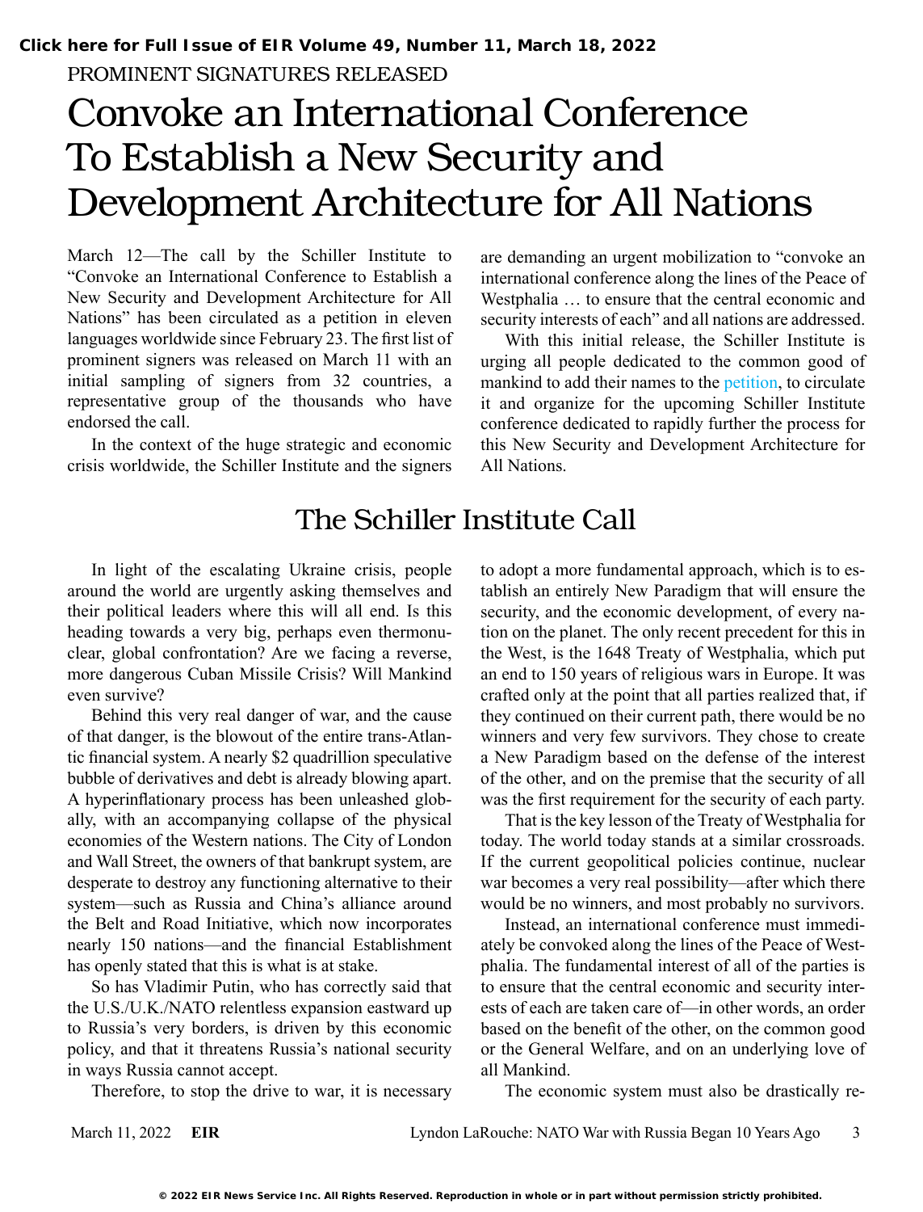PROMINENT SIGNATURES RELEASED

# Convoke an International Conference To Establish a New Security and Development Architecture for All Nations

March 12—The call by the Schiller Institute to "Convoke an International Conference to Establish a New Security and Development Architecture for All Nations" has been circulated as a petition in eleven languages worldwide since February 23. The first list of prominent signers was released on March 11 with an initial sampling of signers from 32 countries, a representative group of the thousands who have endorsed the call.

In the context of the huge strategic and economic crisis worldwide, the Schiller Institute and the signers are demanding an urgent mobilization to "convoke an international conference along the lines of the Peace of Westphalia … to ensure that the central economic and security interests of each" and all nations are addressed.

With this initial release, the Schiller Institute is urging all people dedicated to the common good of mankind to add their names to the petition, to circulate it and organize for the upcoming Schiller Institute conference dedicated to rapidly further the process for this New Security and Development Architecture for All Nations.

## The Schiller Institute Call

In light of the escalating Ukraine crisis, people around the world are urgently asking themselves and their political leaders where this will all end. Is this heading towards a very big, perhaps even thermonuclear, global confrontation? Are we facing a reverse, more dangerous Cuban Missile Crisis? Will Mankind even survive?

Behind this very real danger of war, and the cause of that danger, is the blowout of the entire trans-Atlantic financial system. A nearly $2 quadrillion speculative bubble of derivatives and debt is already blowing apart. A hyperinflationary process has been unleashed globally, with an accompanying collapse of the physical economies of the Western nations. The City of London and Wall Street, the owners of that bankrupt system, are desperate to destroy any functioning alternative to their system—such as Russia and China's alliance around the Belt and Road Initiative, which now incorporates nearly 150 nations—and the financial Establishment has openly stated that this is what is at stake.

So has Vladimir Putin, who has correctly said that the U.S./U.K./NATO relentless expansion eastward up to Russia's very borders, is driven by this economic policy, and that it threatens Russia's national security in ways Russia cannot accept.

Therefore, to stop the drive to war, it is necessary to adopt a more fundamental approach, which is to establish an entirely New Paradigm that will ensure the security, and the economic development, of every nation on the planet. The only recent precedent for this in the West, is the 1648 Treaty of Westphalia, which put an end to 150 years of religious wars in Europe. It was crafted only at the point that all parties realized that, if they continued on their current path, there would be no winners and very few survivors. They chose to create a New Paradigm based on the defense of the interest of the other, and on the premise that the security of all was the first requirement for the security of each party.

That is the key lesson of the Treaty of Westphalia for today. The world today stands at a similar crossroads. If the current geopolitical policies continue, nuclear war becomes a very real possibility—after which there would be no winners, and most probably no survivors.

Instead, an international conference must immediately be convoked along the lines of the Peace of Westphalia. The fundamental interest of all of the parties is to ensure that the central economic and security interests of each are taken care of—in other words, an order based on the benefit of the other, on the common good or the General Welfare, and on an underlying love of all Mankind.

The economic system must also be drastically re-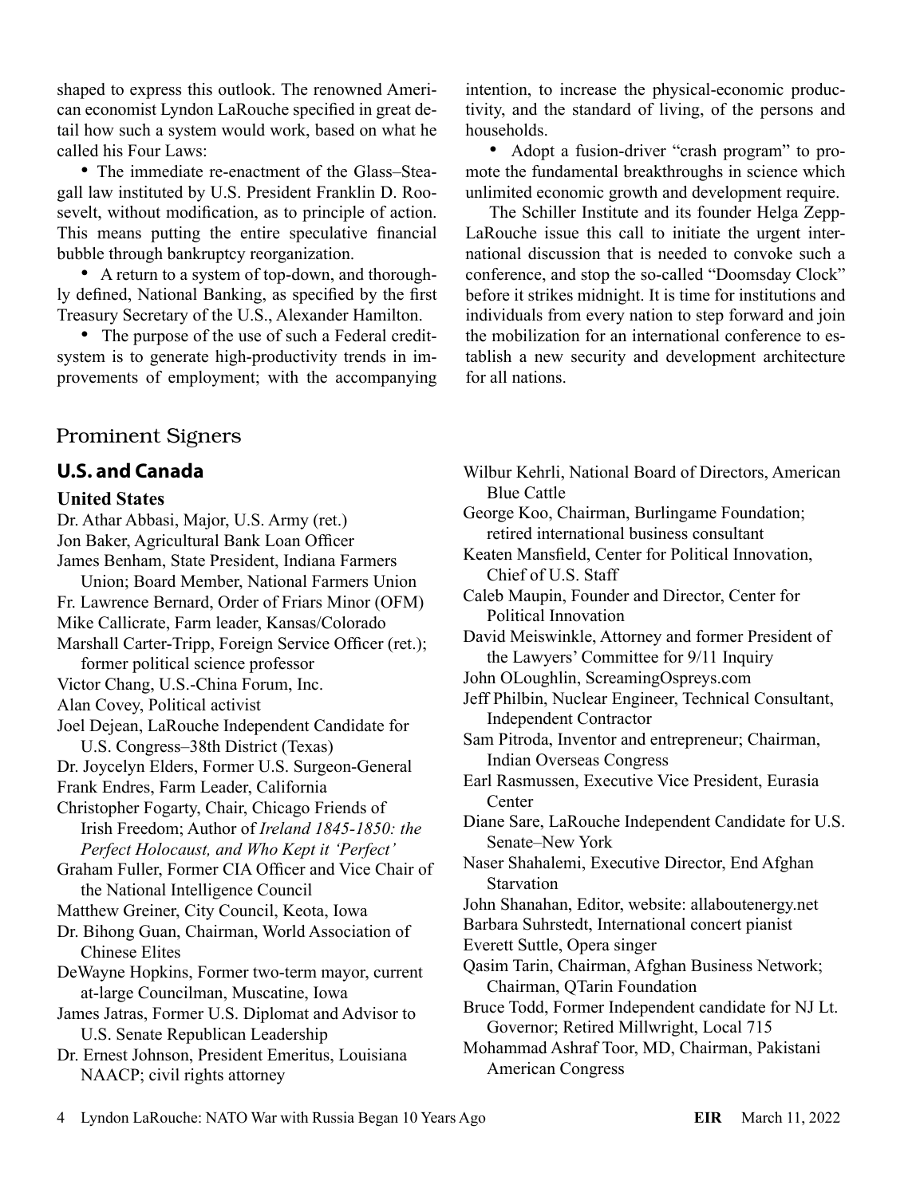shaped to express this outlook. The renowned American economist Lyndon LaRouche specified in great detail how such a system would work, based on what he called his Four Laws:

- The immediate re-enactment of the Glass–Steagall law instituted by U.S. President Franklin D. Roosevelt, without modification, as to principle of action. This means putting the entire speculative financial bubble through bankruptcy reorganization.
- A return to a system of top-down, and thoroughly defined, National Banking, as specified by the first Treasury Secretary of the U.S., Alexander Hamilton.
- The purpose of the use of such a Federal credit-system is to generate high-productivity trends in improvements of employment; with the accompanying intention, to increase the physical-economic productivity, and the standard of living, of the persons and households.
- Adopt a fusion-driver "crash program" to promote the fundamental breakthroughs in science which unlimited economic growth and development require.

The Schiller Institute and its founder Helga Zepp-LaRouche issue this call to initiate the urgent international discussion that is needed to convoke such a conference, and stop the so-called "Doomsday Clock" before it strikes midnight. It is time for institutions and individuals from every nation to step forward and join the mobilization for an international conference to establish a new security and development architecture for all nations.

## Prominent Signers

### U.S. and Canada

**United States**

Dr. Athar Abbasi, Major, U.S. Army (ret.)
Jon Baker, Agricultural Bank Loan Officer
James Benham, State President, Indiana Farmers Union; Board Member, National Farmers Union
Fr. Lawrence Bernard, Order of Friars Minor (OFM)
Mike Callicrate, Farm leader, Kansas/Colorado
Marshall Carter-Tripp, Foreign Service Officer (ret.); former political science professor
Victor Chang, U.S.-China Forum, Inc.
Alan Covey, Political activist
Joel Dejean, LaRouche Independent Candidate for U.S. Congress–38th District (Texas)
Dr. Joycelyn Elders, Former U.S. Surgeon-General
Frank Endres, Farm Leader, California
Christopher Fogarty, Chair, Chicago Friends of Irish Freedom; Author of *Ireland 1845-1850: the Perfect Holocaust, and Who Kept it 'Perfect'*
Graham Fuller, Former CIA Officer and Vice Chair of the National Intelligence Council
Matthew Greiner, City Council, Keota, Iowa
Dr. Bihong Guan, Chairman, World Association of Chinese Elites
DeWayne Hopkins, Former two-term mayor, current at-large Councilman, Muscatine, Iowa
James Jatras, Former U.S. Diplomat and Advisor to U.S. Senate Republican Leadership
Dr. Ernest Johnson, President Emeritus, Louisiana NAACP; civil rights attorney
Wilbur Kehrli, National Board of Directors, American Blue Cattle
George Koo, Chairman, Burlingame Foundation; retired international business consultant
Keaten Mansfield, Center for Political Innovation, Chief of U.S. Staff
Caleb Maupin, Founder and Director, Center for Political Innovation
David Meiswinkle, Attorney and former President of the Lawyers' Committee for 9/11 Inquiry
John OLoughlin, ScreamingOspreys.com
Jeff Philbin, Nuclear Engineer, Technical Consultant, Independent Contractor
Sam Pitroda, Inventor and entrepreneur; Chairman, Indian Overseas Congress
Earl Rasmussen, Executive Vice President, Eurasia Center
Diane Sare, LaRouche Independent Candidate for U.S. Senate–New York
Naser Shahalemi, Executive Director, End Afghan Starvation
John Shanahan, Editor, website: allaboutenergy.net
Barbara Suhrstedt, International concert pianist
Everett Suttle, Opera singer
Qasim Tarin, Chairman, Afghan Business Network; Chairman, QTarin Foundation
Bruce Todd, Former Independent candidate for NJ Lt. Governor; Retired Millwright, Local 715
Mohammad Ashraf Toor, MD, Chairman, Pakistani American Congress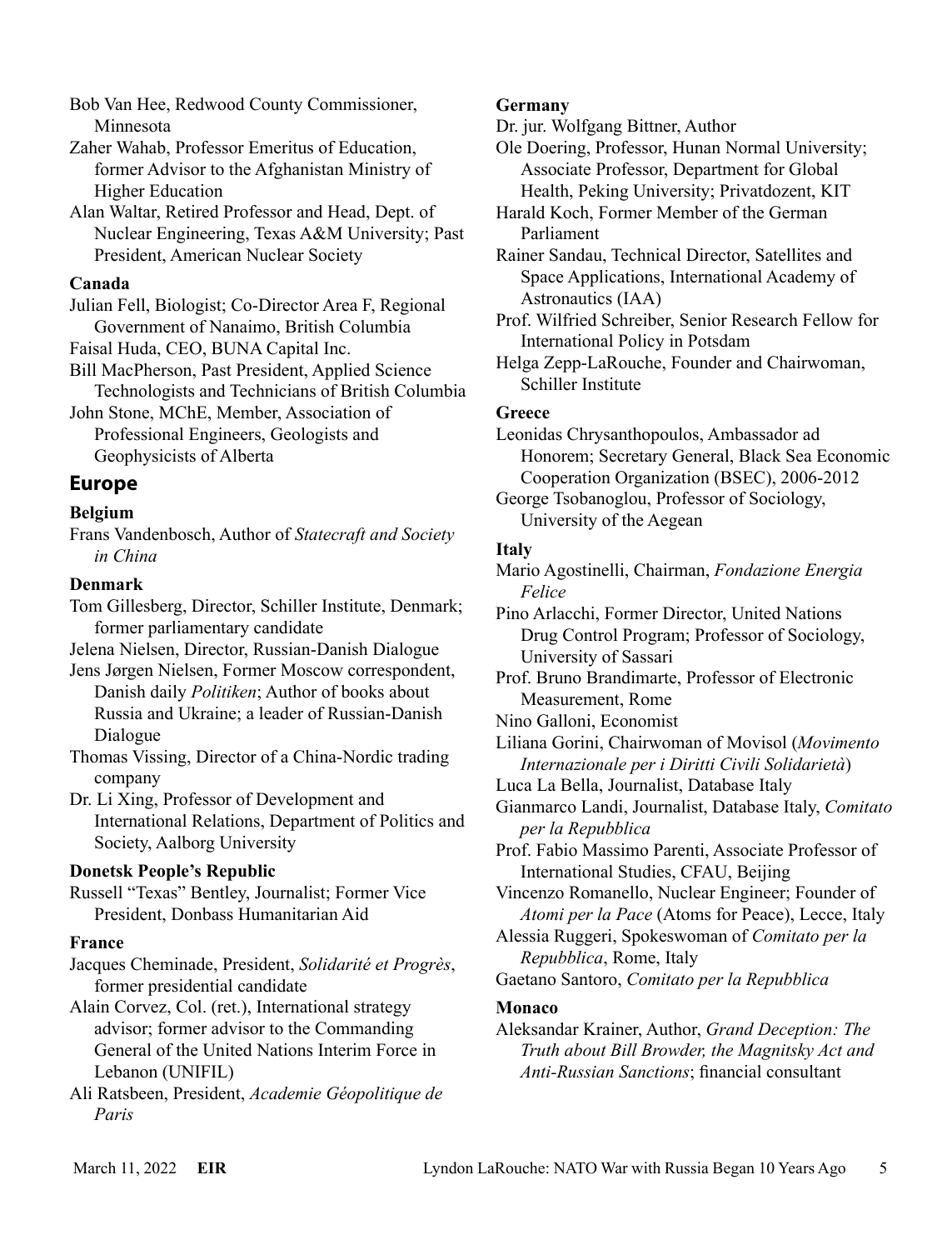Bob Van Hee, Redwood County Commissioner, Minnesota

Zaher Wahab, Professor Emeritus of Education, former Advisor to the Afghanistan Ministry of Higher Education

Alan Waltar, Retired Professor and Head, Dept. of Nuclear Engineering, Texas A&M University; Past President, American Nuclear Society

**Canada**

Julian Fell, Biologist; Co-Director Area F, Regional Government of Nanaimo, British Columbia

Faisal Huda, CEO, BUNA Capital Inc.

Bill MacPherson, Past President, Applied Science Technologists and Technicians of British Columbia

John Stone, MChE, Member, Association of Professional Engineers, Geologists and Geophysicists of Alberta

## Europe

**Belgium**

Frans Vandenbosch, Author of *Statecraft and Society in China*

**Denmark**

Tom Gillesberg, Director, Schiller Institute, Denmark; former parliamentary candidate

Jelena Nielsen, Director, Russian-Danish Dialogue

Jens Jørgen Nielsen, Former Moscow correspondent, Danish daily *Politiken*; Author of books about Russia and Ukraine; a leader of Russian-Danish Dialogue

Thomas Vissing, Director of a China-Nordic trading company

Dr. Li Xing, Professor of Development and International Relations, Department of Politics and Society, Aalborg University

**Donetsk People's Republic**

Russell "Texas" Bentley, Journalist; Former Vice President, Donbass Humanitarian Aid

**France**

Jacques Cheminade, President, *Solidarité et Progrès*, former presidential candidate

Alain Corvez, Col. (ret.), International strategy advisor; former advisor to the Commanding General of the United Nations Interim Force in Lebanon (UNIFIL)

Ali Ratsbeen, President, *Academie Géopolitique de Paris*

**Germany**

Dr. jur. Wolfgang Bittner, Author

Ole Doering, Professor, Hunan Normal University; Associate Professor, Department for Global Health, Peking University; Privatdozent, KIT

Harald Koch, Former Member of the German Parliament

Rainer Sandau, Technical Director, Satellites and Space Applications, International Academy of Astronautics (IAA)

Prof. Wilfried Schreiber, Senior Research Fellow for International Policy in Potsdam

Helga Zepp-LaRouche, Founder and Chairwoman, Schiller Institute

**Greece**

Leonidas Chrysanthopoulos, Ambassador ad Honorem; Secretary General, Black Sea Economic Cooperation Organization (BSEC), 2006-2012

George Tsobanoglou, Professor of Sociology, University of the Aegean

**Italy**

Mario Agostinelli, Chairman, *Fondazione Energia Felice*

Pino Arlacchi, Former Director, United Nations Drug Control Program; Professor of Sociology, University of Sassari

Prof. Bruno Brandimarte, Professor of Electronic Measurement, Rome

Nino Galloni, Economist

Liliana Gorini, Chairwoman of Movisol (*Movimento Internazionale per i Diritti Civili Solidarietà*)

Luca La Bella, Journalist, Database Italy

Gianmarco Landi, Journalist, Database Italy, *Comitato per la Repubblica*

Prof. Fabio Massimo Parenti, Associate Professor of International Studies, CFAU, Beijing

Vincenzo Romanello, Nuclear Engineer; Founder of *Atomi per la Pace* (Atoms for Peace), Lecce, Italy

Alessia Ruggeri, Spokeswoman of *Comitato per la Repubblica*, Rome, Italy

Gaetano Santoro, *Comitato per la Repubblica*

**Monaco**

Aleksandar Krainer, Author, *Grand Deception: The Truth about Bill Browder, the Magnitsky Act and Anti-Russian Sanctions*; financial consultant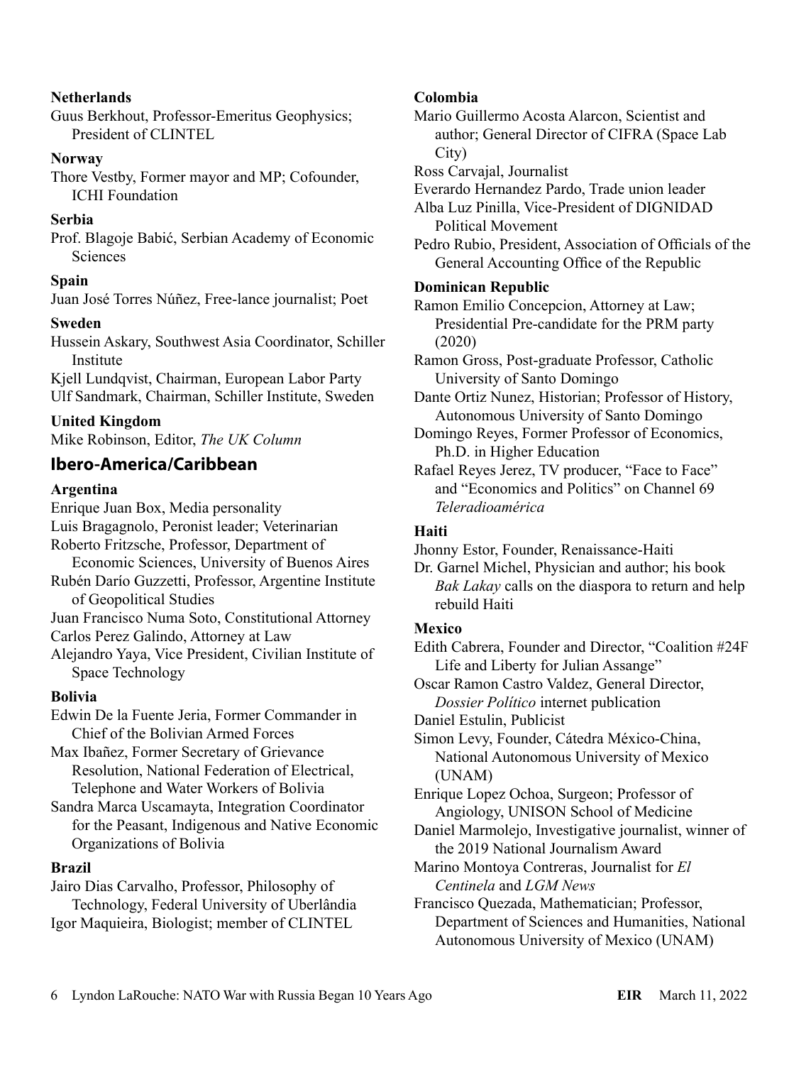**Netherlands**

Guus Berkhout, Professor-Emeritus Geophysics; President of CLINTEL

**Norway**

Thore Vestby, Former mayor and MP; Cofounder, ICHI Foundation

**Serbia**

Prof. Blagoje Babić, Serbian Academy of Economic Sciences

**Spain**

Juan José Torres Núñez, Free-lance journalist; Poet

**Sweden**

Hussein Askary, Southwest Asia Coordinator, Schiller Institute

Kjell Lundqvist, Chairman, European Labor Party

Ulf Sandmark, Chairman, Schiller Institute, Sweden

**United Kingdom**

Mike Robinson, Editor, *The UK Column*

## Ibero-America/Caribbean

**Argentina**

Enrique Juan Box, Media personality

Luis Bragagnolo, Peronist leader; Veterinarian

Roberto Fritzsche, Professor, Department of Economic Sciences, University of Buenos Aires

Rubén Darío Guzzetti, Professor, Argentine Institute of Geopolitical Studies

Juan Francisco Numa Soto, Constitutional Attorney

Carlos Perez Galindo, Attorney at Law

Alejandro Yaya, Vice President, Civilian Institute of Space Technology

**Bolivia**

Edwin De la Fuente Jeria, Former Commander in Chief of the Bolivian Armed Forces

Max Ibañez, Former Secretary of Grievance Resolution, National Federation of Electrical, Telephone and Water Workers of Bolivia

Sandra Marca Uscamayta, Integration Coordinator for the Peasant, Indigenous and Native Economic Organizations of Bolivia

**Brazil**

Jairo Dias Carvalho, Professor, Philosophy of Technology, Federal University of Uberlândia

Igor Maquieira, Biologist; member of CLINTEL

**Colombia**

Mario Guillermo Acosta Alarcon, Scientist and author; General Director of CIFRA (Space Lab City)

Ross Carvajal, Journalist

Everardo Hernandez Pardo, Trade union leader

Alba Luz Pinilla, Vice-President of DIGNIDAD Political Movement

Pedro Rubio, President, Association of Officials of the General Accounting Office of the Republic

**Dominican Republic**

Ramon Emilio Concepcion, Attorney at Law; Presidential Pre-candidate for the PRM party (2020)

Ramon Gross, Post-graduate Professor, Catholic University of Santo Domingo

Dante Ortiz Nunez, Historian; Professor of History, Autonomous University of Santo Domingo

Domingo Reyes, Former Professor of Economics, Ph.D. in Higher Education

Rafael Reyes Jerez, TV producer, "Face to Face" and "Economics and Politics" on Channel 69 *Teleradioamérica*

**Haiti**

Jhonny Estor, Founder, Renaissance-Haiti

Dr. Garnel Michel, Physician and author; his book *Bak Lakay* calls on the diaspora to return and help rebuild Haiti

**Mexico**

Edith Cabrera, Founder and Director, "Coalition #24F Life and Liberty for Julian Assange"

Oscar Ramon Castro Valdez, General Director, *Dossier Político* internet publication

Daniel Estulin, Publicist

Simon Levy, Founder, Cátedra México-China, National Autonomous University of Mexico (UNAM)

Enrique Lopez Ochoa, Surgeon; Professor of Angiology, UNISON School of Medicine

Daniel Marmolejo, Investigative journalist, winner of the 2019 National Journalism Award

Marino Montoya Contreras, Journalist for *El Centinela* and *LGM News*

Francisco Quezada, Mathematician; Professor, Department of Sciences and Humanities, National Autonomous University of Mexico (UNAM)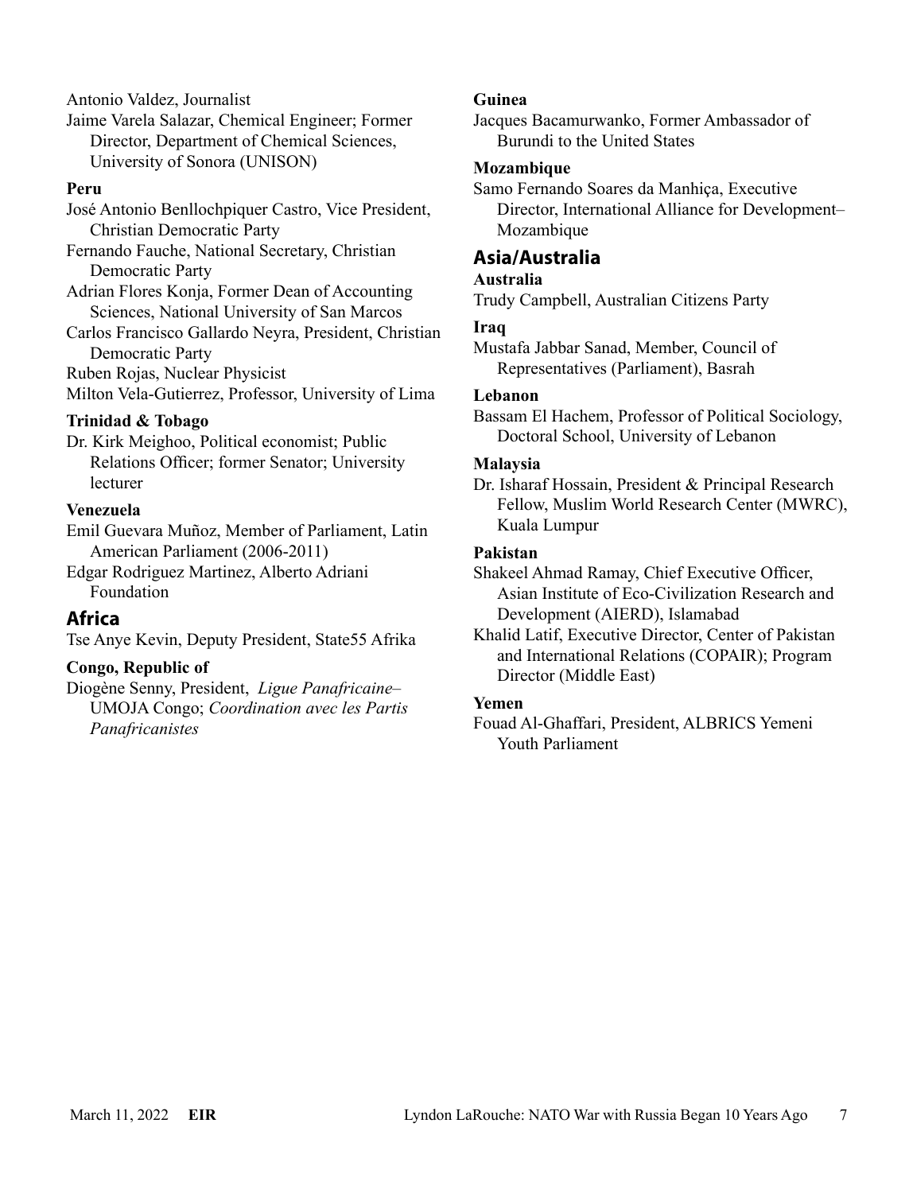Antonio Valdez, Journalist

Jaime Varela Salazar, Chemical Engineer; Former Director, Department of Chemical Sciences, University of Sonora (UNISON)

**Peru**

José Antonio Benllochpiquer Castro, Vice President, Christian Democratic Party

Fernando Fauche, National Secretary, Christian Democratic Party

Adrian Flores Konja, Former Dean of Accounting Sciences, National University of San Marcos

Carlos Francisco Gallardo Neyra, President, Christian Democratic Party

Ruben Rojas, Nuclear Physicist

Milton Vela-Gutierrez, Professor, University of Lima

**Trinidad & Tobago**

Dr. Kirk Meighoo, Political economist; Public Relations Officer; former Senator; University lecturer

**Venezuela**

Emil Guevara Muñoz, Member of Parliament, Latin American Parliament (2006-2011)

Edgar Rodriguez Martinez, Alberto Adriani Foundation

## Africa

Tse Anye Kevin, Deputy President, State55 Afrika

**Congo, Republic of**

Diogène Senny, President, *Ligue Panafricaine*–UMOJA Congo; *Coordination avec les Partis Panafricanistes*

**Guinea**

Jacques Bacamurwanko, Former Ambassador of Burundi to the United States

**Mozambique**

Samo Fernando Soares da Manhiça, Executive Director, International Alliance for Development–Mozambique

## Asia/Australia

**Australia**

Trudy Campbell, Australian Citizens Party

**Iraq**

Mustafa Jabbar Sanad, Member, Council of Representatives (Parliament), Basrah

**Lebanon**

Bassam El Hachem, Professor of Political Sociology, Doctoral School, University of Lebanon

**Malaysia**

Dr. Isharaf Hossain, President & Principal Research Fellow, Muslim World Research Center (MWRC), Kuala Lumpur

**Pakistan**

Shakeel Ahmad Ramay, Chief Executive Officer, Asian Institute of Eco-Civilization Research and Development (AIERD), Islamabad

Khalid Latif, Executive Director, Center of Pakistan and International Relations (COPAIR); Program Director (Middle East)

**Yemen**

Fouad Al-Ghaffari, President, ALBRICS Yemeni Youth Parliament